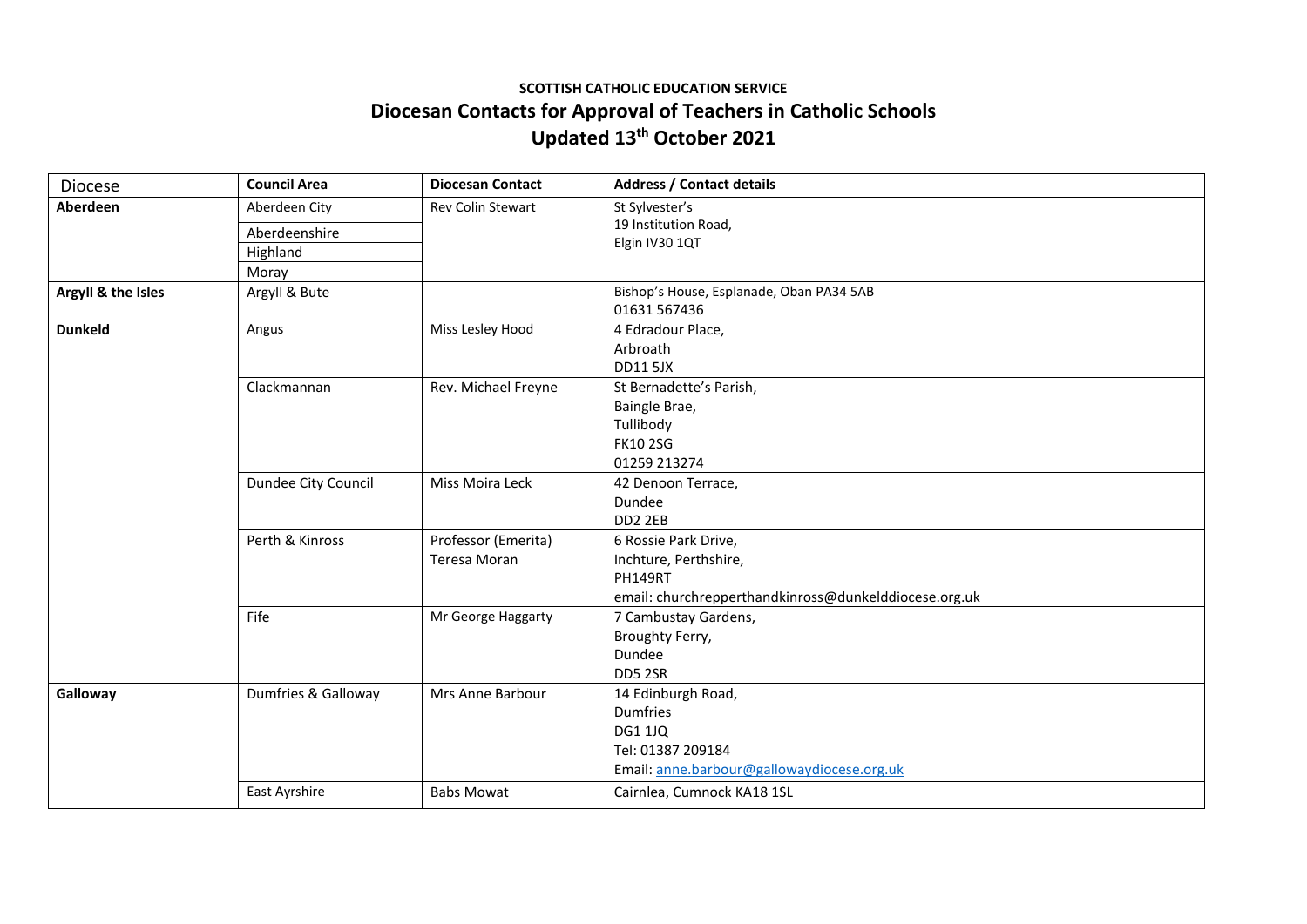**SCOTTISH CATHOLIC EDUCATION SERVICE**

## Diocesan Contacts for Approval of Teachers in Catholic Schools

## Updated 13th October 2021

| Diocese | Council Area | Diocesan Contact | Address / Contact details |
|---|---|---|---|
| **Aberdeen** | Aberdeen City<br>Aberdeenshire<br>Highland<br>Moray | Rev Colin Stewart | St Sylvester's<br>19 Institution Road,<br>Elgin IV30 1QT |
| **Argyll & the Isles** | Argyll & Bute | | Bishop's House, Esplanade, Oban PA34 5AB<br>01631 567436 |
| **Dunkeld** | Angus | Miss Lesley Hood | 4 Edradour Place,<br>Arbroath<br>DD11 5JX |
| | Clackmannan | Rev. Michael Freyne | St Bernadette's Parish,<br>Baingle Brae,<br>Tullibody<br>FK10 2SG<br>01259 213274 |
| | Dundee City Council | Miss Moira Leck | 42 Denoon Terrace,<br>Dundee<br>DD2 2EB |
| | Perth & Kinross | Professor (Emerita) Teresa Moran | 6 Rossie Park Drive,<br>Inchture, Perthshire,<br>PH149RT<br>email: churchrepperthandkinross@dunkelddiocese.org.uk |
| | Fife | Mr George Haggarty | 7 Cambustay Gardens,<br>Broughty Ferry,<br>Dundee<br>DD5 2SR |
| **Galloway** | Dumfries & Galloway | Mrs Anne Barbour | 14 Edinburgh Road,<br>Dumfries<br>DG1 1JQ<br>Tel: 01387 209184<br>Email: anne.barbour@gallowaydiocese.org.uk |
| | East Ayrshire | Babs Mowat | Cairnlea, Cumnock KA18 1SL |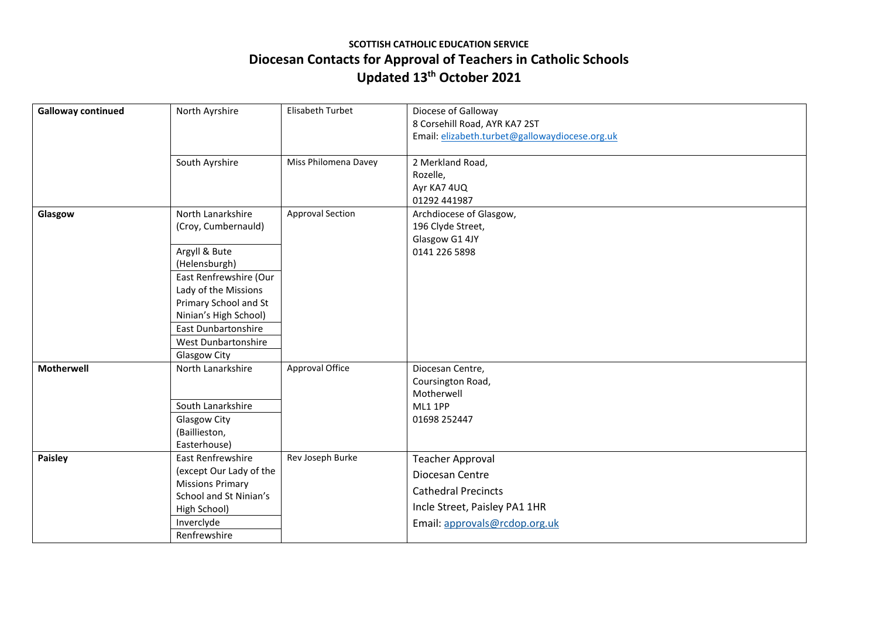**SCOTTISH CATHOLIC EDUCATION SERVICE**

# Diocesan Contacts for Approval of Teachers in Catholic Schools

## Updated 13th October 2021

| | | | |
|---|---|---|---|
| **Galloway continued** | North Ayrshire | Elisabeth Turbet | Diocese of Galloway<br>8 Corsehill Road, AYR KA7 2ST<br>Email: elizabeth.turbet@gallowaydiocese.org.uk |
| | South Ayrshire | Miss Philomena Davey | 2 Merkland Road,<br>Rozelle,<br>Ayr KA7 4UQ<br>01292 441987 |
| **Glasgow** | North Lanarkshire (Croy, Cumbernauld) | Approval Section | Archdiocese of Glasgow,<br>196 Clyde Street,<br>Glasgow G1 4JY<br>0141 226 5898 |
| | Argyll & Bute (Helensburgh) | | |
| | East Renfrewshire (Our Lady of the Missions Primary School and St Ninian's High School) | | |
| | East Dunbartonshire | | |
| | West Dunbartonshire | | |
| | Glasgow City | | |
| **Motherwell** | North Lanarkshire | Approval Office | Diocesan Centre,<br>Coursington Road,<br>Motherwell<br>ML1 1PP<br>01698 252447 |
| | South Lanarkshire | | |
| | Glasgow City (Baillieston, Easterhouse) | | |
| **Paisley** | East Renfrewshire (except Our Lady of the Missions Primary School and St Ninian's High School) | Rev Joseph Burke | Teacher Approval<br>Diocesan Centre<br>Cathedral Precincts<br>Incle Street, Paisley PA1 1HR<br>Email: approvals@rcdop.org.uk |
| | Inverclyde | | |
| | Renfrewshire | | |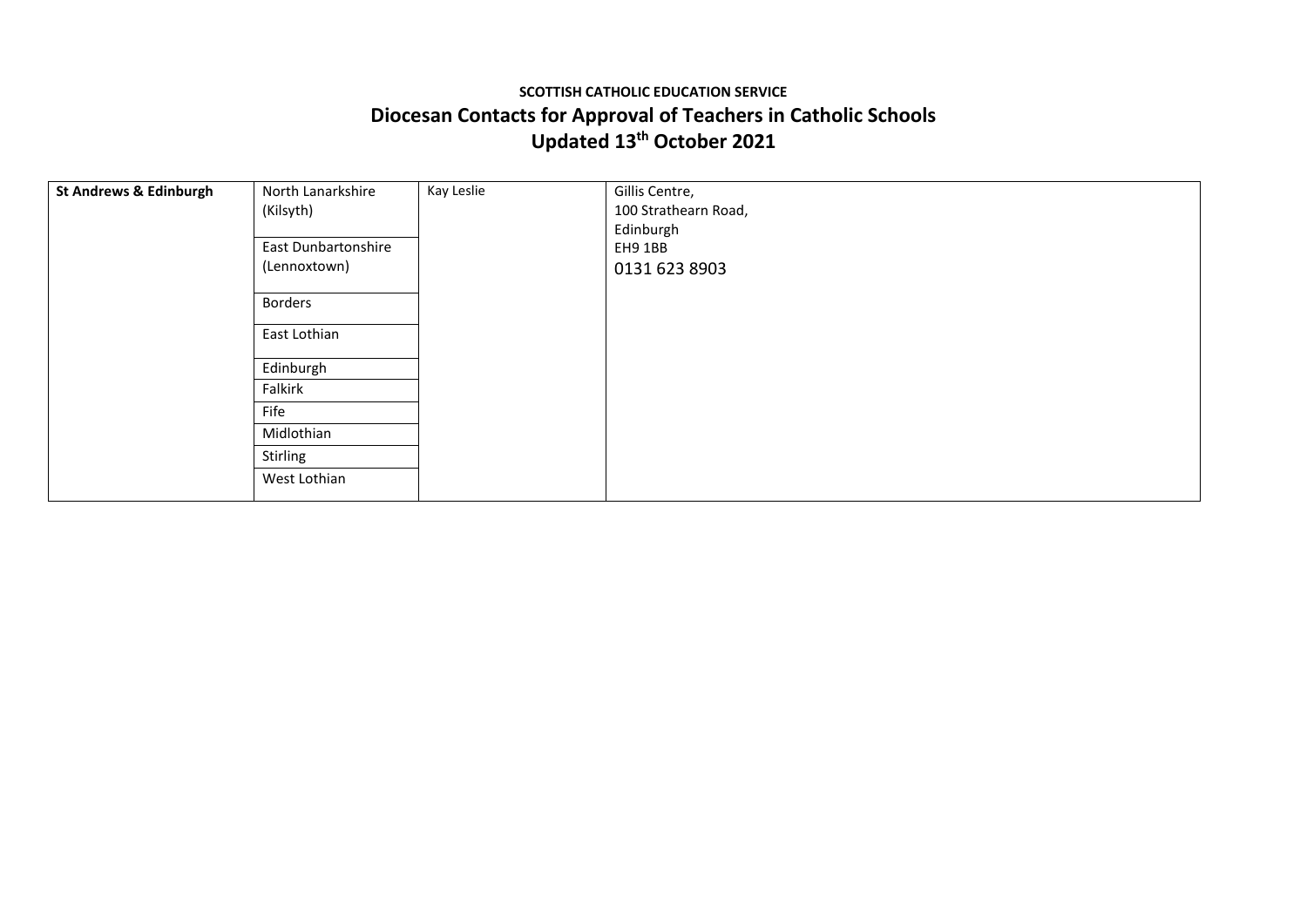**SCOTTISH CATHOLIC EDUCATION SERVICE**

## Diocesan Contacts for Approval of Teachers in Catholic Schools
## Updated 13th October 2021

| | | | |
|---|---|---|---|
| **St Andrews & Edinburgh** | North Lanarkshire (Kilsyth) | Kay Leslie | Gillis Centre,<br>100 Strathearn Road,<br>Edinburgh<br>EH9 1BB<br>0131 623 8903 |
| | East Dunbartonshire (Lennoxtown) | | |
| | Borders | | |
| | East Lothian | | |
| | Edinburgh | | |
| | Falkirk | | |
| | Fife | | |
| | Midlothian | | |
| | Stirling | | |
| | West Lothian | | |